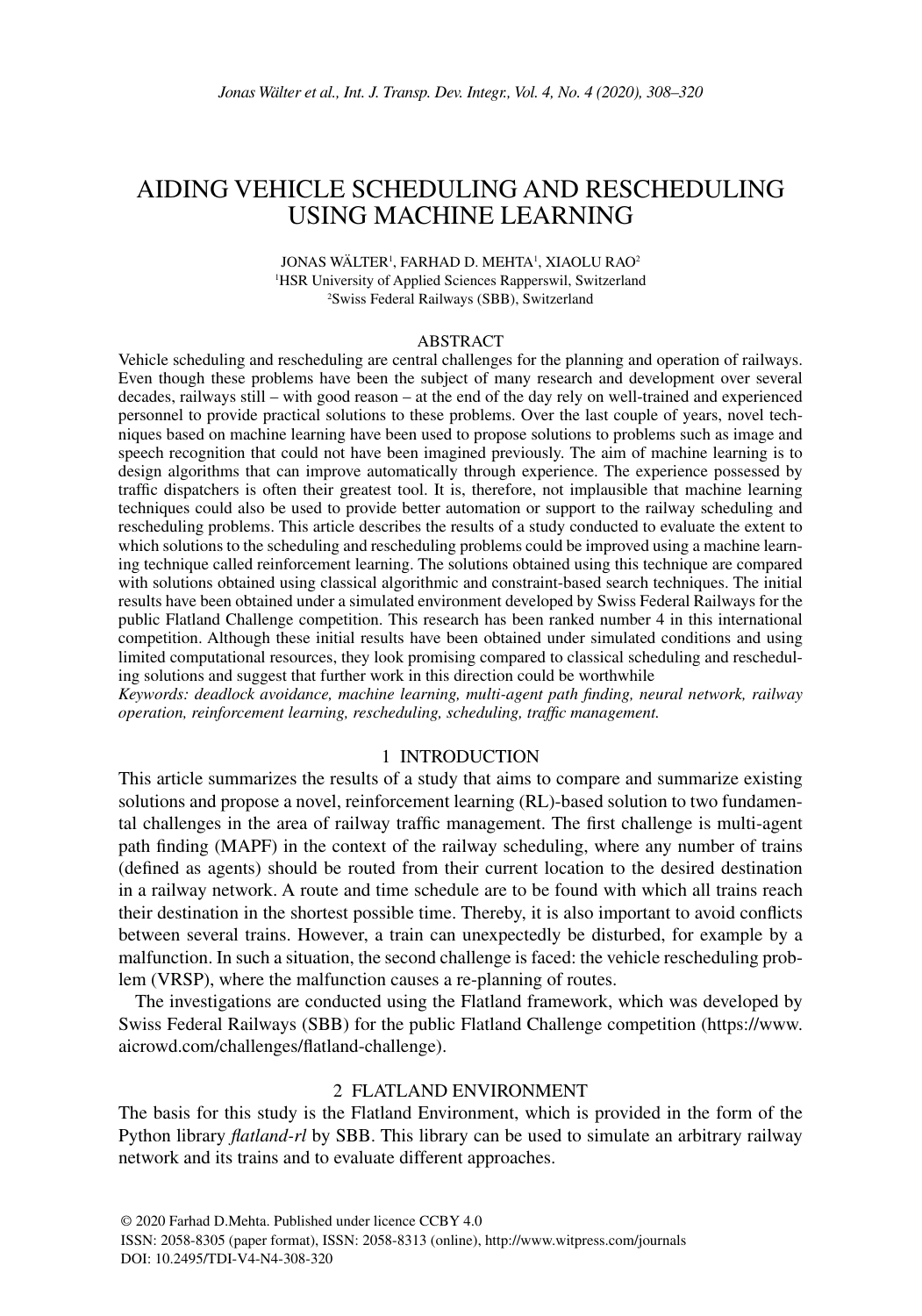# AIDING VEHICLE SCHEDULING AND RESCHEDULING USING MACHINE LEARNING

JONAS WÄLTER[1], FARHAD D. MEHTA[1], XIAOLU RAO[2]

[1]HSR University of Applied Sciences Rapperswil, Switzerland

[2]Swiss Federal Railways (SBB), Switzerland

## ABSTRACT

Vehicle scheduling and rescheduling are central challenges for the planning and operation of railways. Even though these problems have been the subject of many research and development over several decades, railways still – with good reason – at the end of the day rely on well-trained and experienced personnel to provide practical solutions to these problems. Over the last couple of years, novel techniques based on machine learning have been used to propose solutions to problems such as image and speech recognition that could not have been imagined previously. The aim of machine learning is to design algorithms that can improve automatically through experience. The experience possessed by traffic dispatchers is often their greatest tool. It is, therefore, not implausible that machine learning techniques could also be used to provide better automation or support to the railway scheduling and rescheduling problems. This article describes the results of a study conducted to evaluate the extent to which solutions to the scheduling and rescheduling problems could be improved using a machine learning technique called reinforcement learning. The solutions obtained using this technique are compared with solutions obtained using classical algorithmic and constraint-based search techniques. The initial results have been obtained under a simulated environment developed by Swiss Federal Railways for the public Flatland Challenge competition. This research has been ranked number 4 in this international competition. Although these initial results have been obtained under simulated conditions and using limited computational resources, they look promising compared to classical scheduling and rescheduling solutions and suggest that further work in this direction could be worthwhile

*Keywords: deadlock avoidance, machine learning, multi-agent path finding, neural network, railway operation, reinforcement learning, rescheduling, scheduling, traffic management.*

## 1 INTRODUCTION

This article summarizes the results of a study that aims to compare and summarize existing solutions and propose a novel, reinforcement learning (RL)-based solution to two fundamental challenges in the area of railway traffic management. The first challenge is multi-agent path finding (MAPF) in the context of the railway scheduling, where any number of trains (defined as agents) should be routed from their current location to the desired destination in a railway network. A route and time schedule are to be found with which all trains reach their destination in the shortest possible time. Thereby, it is also important to avoid conflicts between several trains. However, a train can unexpectedly be disturbed, for example by a malfunction. In such a situation, the second challenge is faced: the vehicle rescheduling problem (VRSP), where the malfunction causes a re-planning of routes.

The investigations are conducted using the Flatland framework, which was developed by Swiss Federal Railways (SBB) for the public Flatland Challenge competition (https://www.aicrowd.com/challenges/flatland-challenge).

## 2 FLATLAND ENVIRONMENT

The basis for this study is the Flatland Environment, which is provided in the form of the Python library *flatland-rl* by SBB. This library can be used to simulate an arbitrary railway network and its trains and to evaluate different approaches.

© 2020 Farhad D.Mehta. Published under licence CCBY 4.0

ISSN: 2058-8305 (paper format), ISSN: 2058-8313 (online), http://www.witpress.com/journals

DOI: 10.2495/TDI-V4-N4-308-320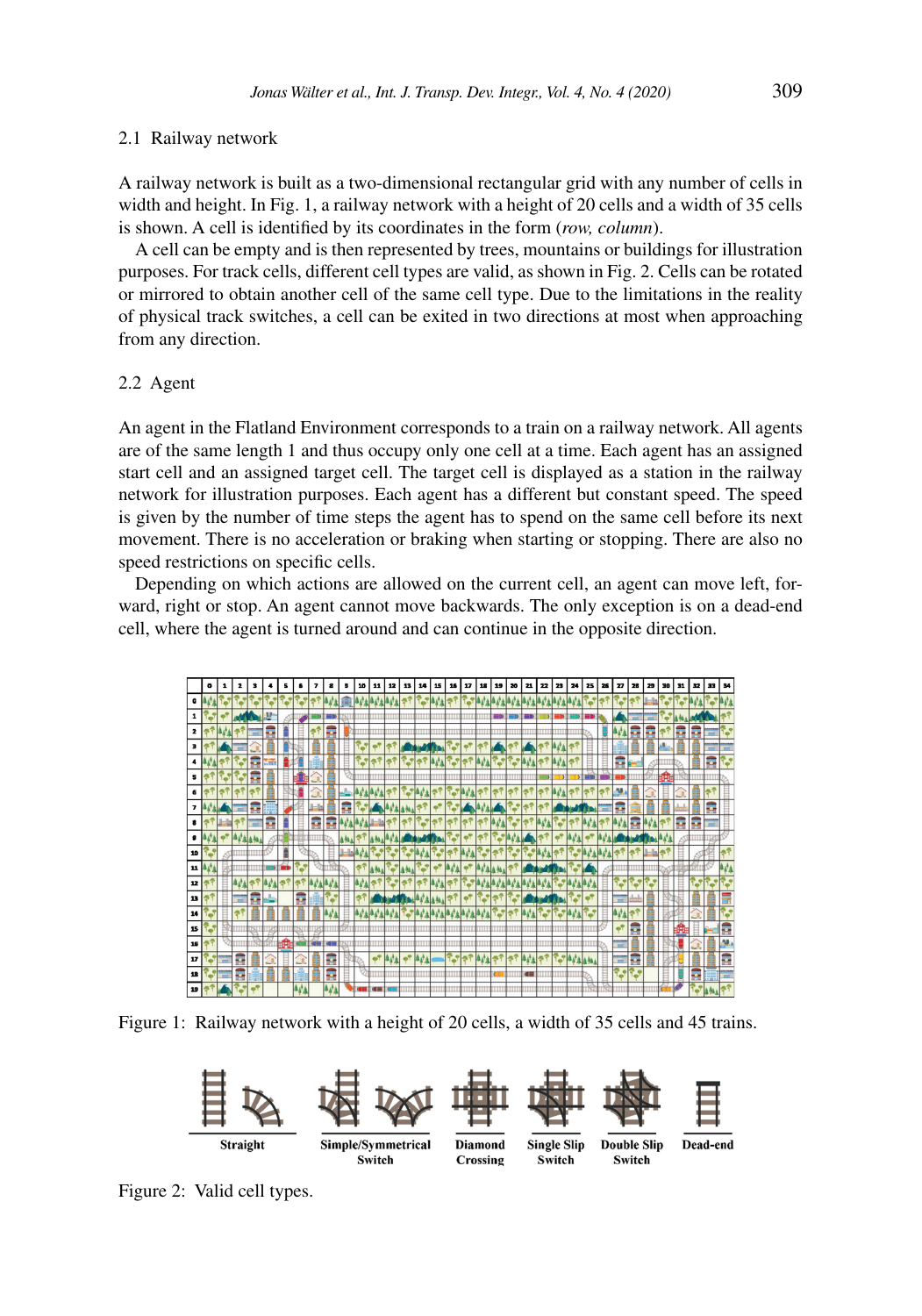## 2.1 Railway network

A railway network is built as a two-dimensional rectangular grid with any number of cells in width and height. In Fig. 1, a railway network with a height of 20 cells and a width of 35 cells is shown. A cell is identified by its coordinates in the form (*row, column*).

A cell can be empty and is then represented by trees, mountains or buildings for illustration purposes. For track cells, different cell types are valid, as shown in Fig. 2. Cells can be rotated or mirrored to obtain another cell of the same cell type. Due to the limitations in the reality of physical track switches, a cell can be exited in two directions at most when approaching from any direction.

## 2.2 Agent

An agent in the Flatland Environment corresponds to a train on a railway network. All agents are of the same length 1 and thus occupy only one cell at a time. Each agent has an assigned start cell and an assigned target cell. The target cell is displayed as a station in the railway network for illustration purposes. Each agent has a different but constant speed. The speed is given by the number of time steps the agent has to spend on the same cell before its next movement. There is no acceleration or braking when starting or stopping. There are also no speed restrictions on specific cells.

Depending on which actions are allowed on the current cell, an agent can move left, forward, right or stop. An agent cannot move backwards. The only exception is on a dead-end cell, where the agent is turned around and can continue in the opposite direction.

Figure 1: Railway network with a height of 20 cells, a width of 35 cells and 45 trains.

Figure 2: Valid cell types.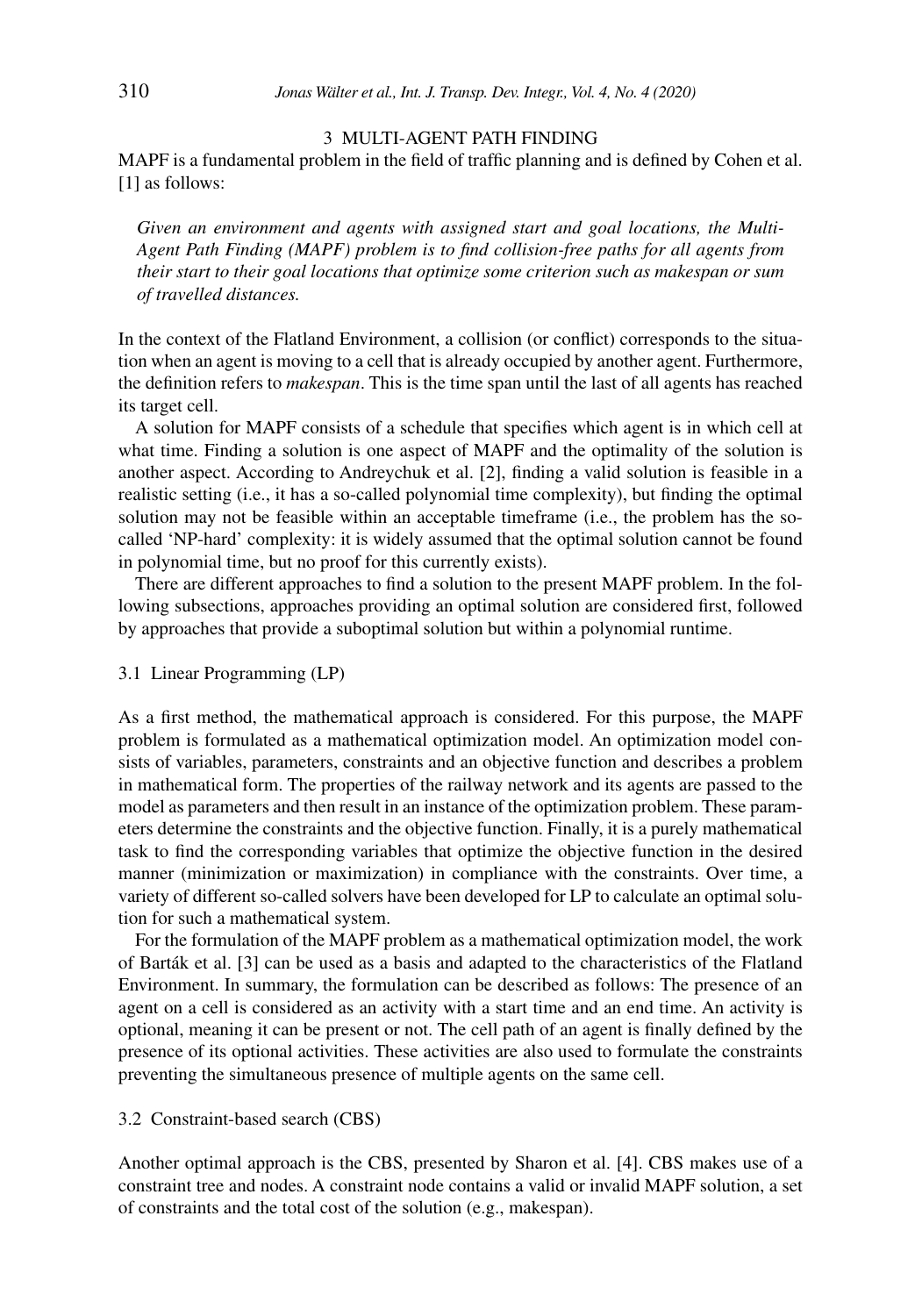## 3 MULTI-AGENT PATH FINDING

MAPF is a fundamental problem in the field of traffic planning and is defined by Cohen et al. [1] as follows:

> *Given an environment and agents with assigned start and goal locations, the Multi-Agent Path Finding (MAPF) problem is to find collision-free paths for all agents from their start to their goal locations that optimize some criterion such as makespan or sum of travelled distances.*

In the context of the Flatland Environment, a collision (or conflict) corresponds to the situation when an agent is moving to a cell that is already occupied by another agent. Furthermore, the definition refers to *makespan*. This is the time span until the last of all agents has reached its target cell.

A solution for MAPF consists of a schedule that specifies which agent is in which cell at what time. Finding a solution is one aspect of MAPF and the optimality of the solution is another aspect. According to Andreychuk et al. [2], finding a valid solution is feasible in a realistic setting (i.e., it has a so-called polynomial time complexity), but finding the optimal solution may not be feasible within an acceptable timeframe (i.e., the problem has the so-called 'NP-hard' complexity: it is widely assumed that the optimal solution cannot be found in polynomial time, but no proof for this currently exists).

There are different approaches to find a solution to the present MAPF problem. In the following subsections, approaches providing an optimal solution are considered first, followed by approaches that provide a suboptimal solution but within a polynomial runtime.

### 3.1 Linear Programming (LP)

As a first method, the mathematical approach is considered. For this purpose, the MAPF problem is formulated as a mathematical optimization model. An optimization model consists of variables, parameters, constraints and an objective function and describes a problem in mathematical form. The properties of the railway network and its agents are passed to the model as parameters and then result in an instance of the optimization problem. These parameters determine the constraints and the objective function. Finally, it is a purely mathematical task to find the corresponding variables that optimize the objective function in the desired manner (minimization or maximization) in compliance with the constraints. Over time, a variety of different so-called solvers have been developed for LP to calculate an optimal solution for such a mathematical system.

For the formulation of the MAPF problem as a mathematical optimization model, the work of Barták et al. [3] can be used as a basis and adapted to the characteristics of the Flatland Environment. In summary, the formulation can be described as follows: The presence of an agent on a cell is considered as an activity with a start time and an end time. An activity is optional, meaning it can be present or not. The cell path of an agent is finally defined by the presence of its optional activities. These activities are also used to formulate the constraints preventing the simultaneous presence of multiple agents on the same cell.

### 3.2 Constraint-based search (CBS)

Another optimal approach is the CBS, presented by Sharon et al. [4]. CBS makes use of a constraint tree and nodes. A constraint node contains a valid or invalid MAPF solution, a set of constraints and the total cost of the solution (e.g., makespan).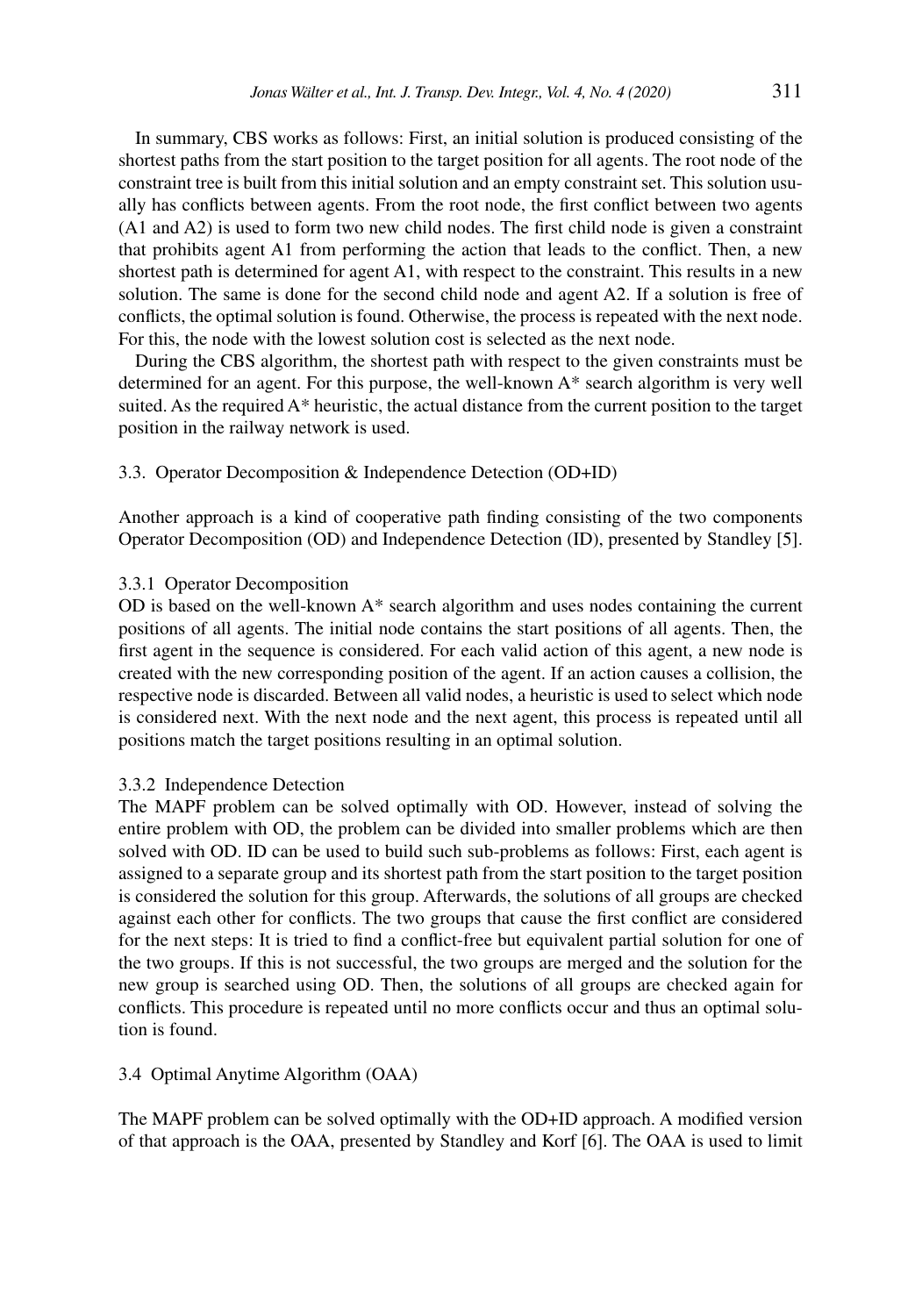In summary, CBS works as follows: First, an initial solution is produced consisting of the shortest paths from the start position to the target position for all agents. The root node of the constraint tree is built from this initial solution and an empty constraint set. This solution usually has conflicts between agents. From the root node, the first conflict between two agents (A1 and A2) is used to form two new child nodes. The first child node is given a constraint that prohibits agent A1 from performing the action that leads to the conflict. Then, a new shortest path is determined for agent A1, with respect to the constraint. This results in a new solution. The same is done for the second child node and agent A2. If a solution is free of conflicts, the optimal solution is found. Otherwise, the process is repeated with the next node. For this, the node with the lowest solution cost is selected as the next node.

During the CBS algorithm, the shortest path with respect to the given constraints must be determined for an agent. For this purpose, the well-known A* search algorithm is very well suited. As the required A* heuristic, the actual distance from the current position to the target position in the railway network is used.

### 3.3. Operator Decomposition & Independence Detection (OD+ID)

Another approach is a kind of cooperative path finding consisting of the two components Operator Decomposition (OD) and Independence Detection (ID), presented by Standley [5].

#### 3.3.1 Operator Decomposition

OD is based on the well-known A* search algorithm and uses nodes containing the current positions of all agents. The initial node contains the start positions of all agents. Then, the first agent in the sequence is considered. For each valid action of this agent, a new node is created with the new corresponding position of the agent. If an action causes a collision, the respective node is discarded. Between all valid nodes, a heuristic is used to select which node is considered next. With the next node and the next agent, this process is repeated until all positions match the target positions resulting in an optimal solution.

#### 3.3.2 Independence Detection

The MAPF problem can be solved optimally with OD. However, instead of solving the entire problem with OD, the problem can be divided into smaller problems which are then solved with OD. ID can be used to build such sub-problems as follows: First, each agent is assigned to a separate group and its shortest path from the start position to the target position is considered the solution for this group. Afterwards, the solutions of all groups are checked against each other for conflicts. The two groups that cause the first conflict are considered for the next steps: It is tried to find a conflict-free but equivalent partial solution for one of the two groups. If this is not successful, the two groups are merged and the solution for the new group is searched using OD. Then, the solutions of all groups are checked again for conflicts. This procedure is repeated until no more conflicts occur and thus an optimal solution is found.

### 3.4 Optimal Anytime Algorithm (OAA)

The MAPF problem can be solved optimally with the OD+ID approach. A modified version of that approach is the OAA, presented by Standley and Korf [6]. The OAA is used to limit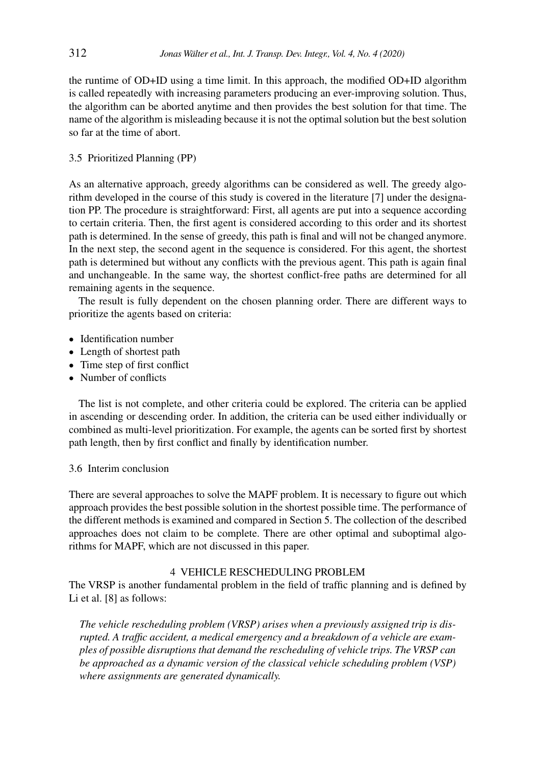the runtime of OD+ID using a time limit. In this approach, the modified OD+ID algorithm is called repeatedly with increasing parameters producing an ever-improving solution. Thus, the algorithm can be aborted anytime and then provides the best solution for that time. The name of the algorithm is misleading because it is not the optimal solution but the best solution so far at the time of abort.

### 3.5 Prioritized Planning (PP)

As an alternative approach, greedy algorithms can be considered as well. The greedy algorithm developed in the course of this study is covered in the literature [7] under the designation PP. The procedure is straightforward: First, all agents are put into a sequence according to certain criteria. Then, the first agent is considered according to this order and its shortest path is determined. In the sense of greedy, this path is final and will not be changed anymore. In the next step, the second agent in the sequence is considered. For this agent, the shortest path is determined but without any conflicts with the previous agent. This path is again final and unchangeable. In the same way, the shortest conflict-free paths are determined for all remaining agents in the sequence.

The result is fully dependent on the chosen planning order. There are different ways to prioritize the agents based on criteria:

- Identification number
- Length of shortest path
- Time step of first conflict
- Number of conflicts

The list is not complete, and other criteria could be explored. The criteria can be applied in ascending or descending order. In addition, the criteria can be used either individually or combined as multi-level prioritization. For example, the agents can be sorted first by shortest path length, then by first conflict and finally by identification number.

### 3.6 Interim conclusion

There are several approaches to solve the MAPF problem. It is necessary to figure out which approach provides the best possible solution in the shortest possible time. The performance of the different methods is examined and compared in Section 5. The collection of the described approaches does not claim to be complete. There are other optimal and suboptimal algorithms for MAPF, which are not discussed in this paper.

## 4 VEHICLE RESCHEDULING PROBLEM

The VRSP is another fundamental problem in the field of traffic planning and is defined by Li et al. [8] as follows:

*The vehicle rescheduling problem (VRSP) arises when a previously assigned trip is disrupted. A traffic accident, a medical emergency and a breakdown of a vehicle are examples of possible disruptions that demand the rescheduling of vehicle trips. The VRSP can be approached as a dynamic version of the classical vehicle scheduling problem (VSP) where assignments are generated dynamically.*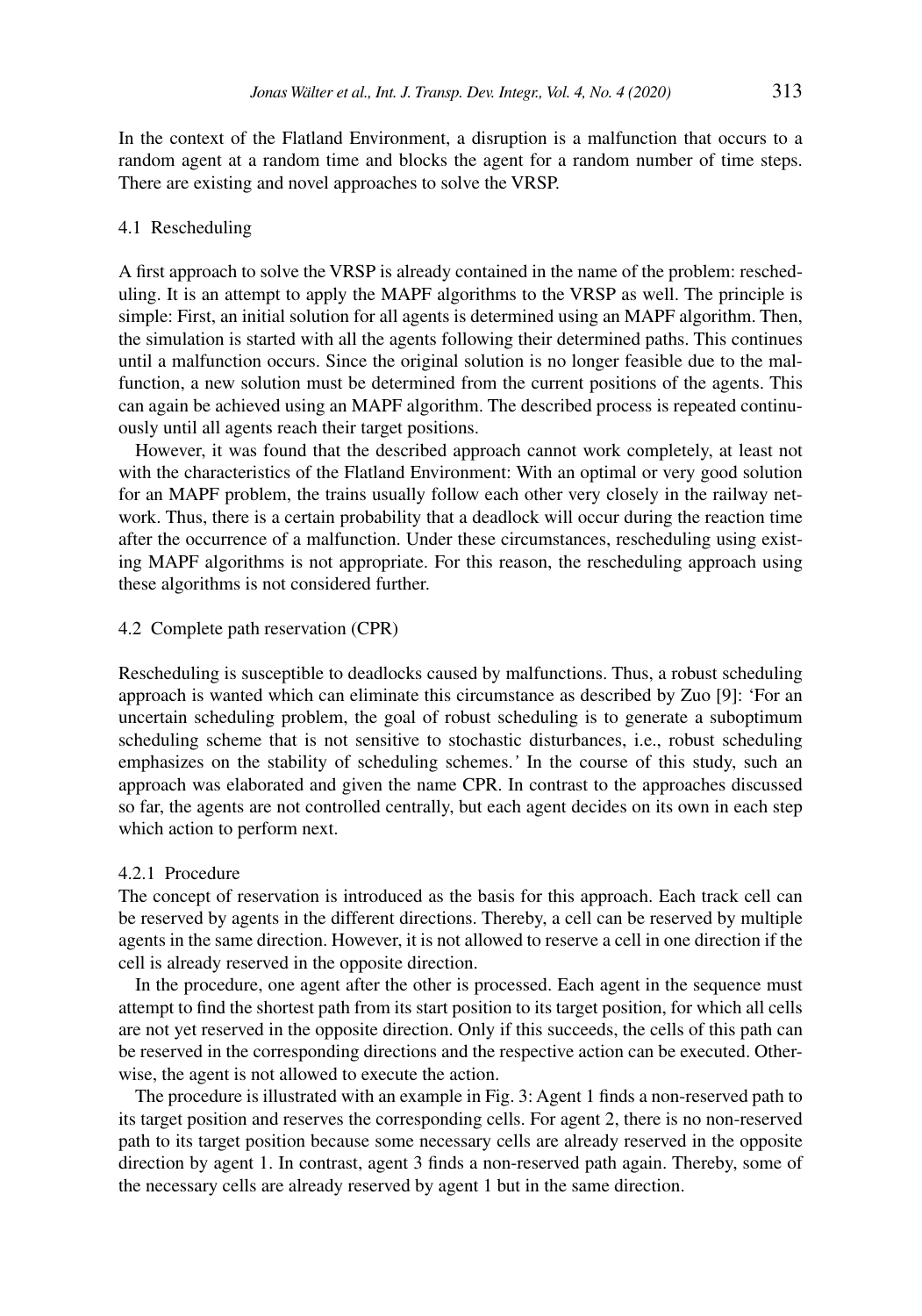In the context of the Flatland Environment, a disruption is a malfunction that occurs to a random agent at a random time and blocks the agent for a random number of time steps. There are existing and novel approaches to solve the VRSP.

## 4.1 Rescheduling

A first approach to solve the VRSP is already contained in the name of the problem: rescheduling. It is an attempt to apply the MAPF algorithms to the VRSP as well. The principle is simple: First, an initial solution for all agents is determined using an MAPF algorithm. Then, the simulation is started with all the agents following their determined paths. This continues until a malfunction occurs. Since the original solution is no longer feasible due to the malfunction, a new solution must be determined from the current positions of the agents. This can again be achieved using an MAPF algorithm. The described process is repeated continuously until all agents reach their target positions.

However, it was found that the described approach cannot work completely, at least not with the characteristics of the Flatland Environment: With an optimal or very good solution for an MAPF problem, the trains usually follow each other very closely in the railway network. Thus, there is a certain probability that a deadlock will occur during the reaction time after the occurrence of a malfunction. Under these circumstances, rescheduling using existing MAPF algorithms is not appropriate. For this reason, the rescheduling approach using these algorithms is not considered further.

## 4.2 Complete path reservation (CPR)

Rescheduling is susceptible to deadlocks caused by malfunctions. Thus, a robust scheduling approach is wanted which can eliminate this circumstance as described by Zuo [9]: 'For an uncertain scheduling problem, the goal of robust scheduling is to generate a suboptimum scheduling scheme that is not sensitive to stochastic disturbances, i.e., robust scheduling emphasizes on the stability of scheduling schemes.' In the course of this study, such an approach was elaborated and given the name CPR. In contrast to the approaches discussed so far, the agents are not controlled centrally, but each agent decides on its own in each step which action to perform next.

### 4.2.1 Procedure

The concept of reservation is introduced as the basis for this approach. Each track cell can be reserved by agents in the different directions. Thereby, a cell can be reserved by multiple agents in the same direction. However, it is not allowed to reserve a cell in one direction if the cell is already reserved in the opposite direction.

In the procedure, one agent after the other is processed. Each agent in the sequence must attempt to find the shortest path from its start position to its target position, for which all cells are not yet reserved in the opposite direction. Only if this succeeds, the cells of this path can be reserved in the corresponding directions and the respective action can be executed. Otherwise, the agent is not allowed to execute the action.

The procedure is illustrated with an example in Fig. 3: Agent 1 finds a non-reserved path to its target position and reserves the corresponding cells. For agent 2, there is no non-reserved path to its target position because some necessary cells are already reserved in the opposite direction by agent 1. In contrast, agent 3 finds a non-reserved path again. Thereby, some of the necessary cells are already reserved by agent 1 but in the same direction.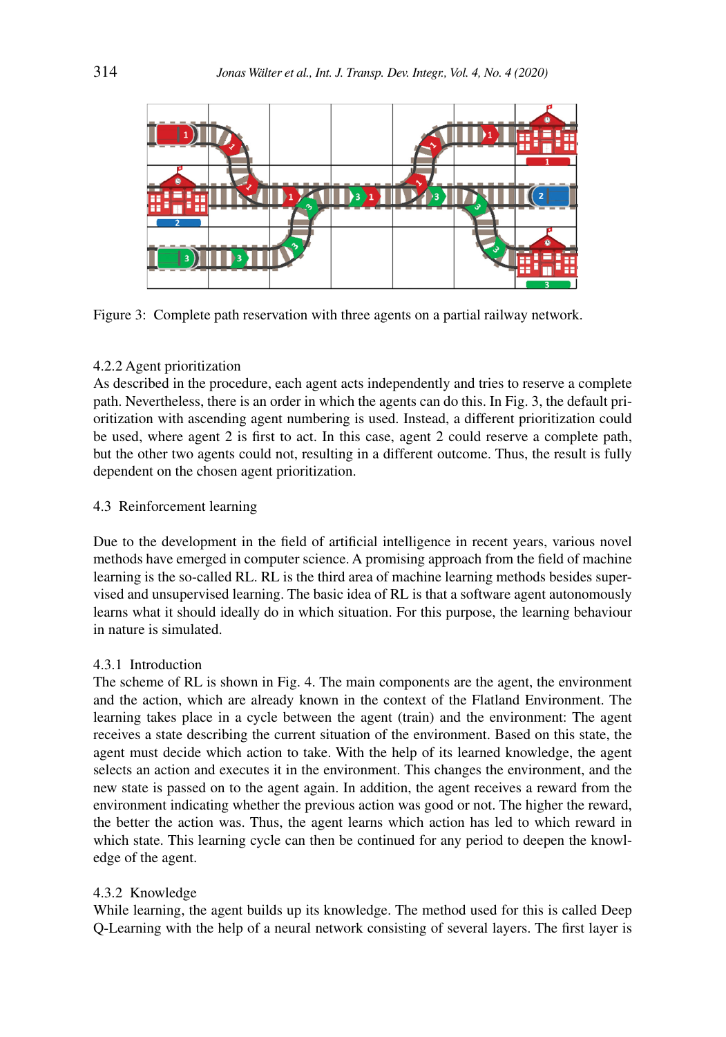Figure 3: Complete path reservation with three agents on a partial railway network.

### 4.2.2 Agent prioritization

As described in the procedure, each agent acts independently and tries to reserve a complete path. Nevertheless, there is an order in which the agents can do this. In Fig. 3, the default prioritization with ascending agent numbering is used. Instead, a different prioritization could be used, where agent 2 is first to act. In this case, agent 2 could reserve a complete path, but the other two agents could not, resulting in a different outcome. Thus, the result is fully dependent on the chosen agent prioritization.

## 4.3 Reinforcement learning

Due to the development in the field of artificial intelligence in recent years, various novel methods have emerged in computer science. A promising approach from the field of machine learning is the so-called RL. RL is the third area of machine learning methods besides supervised and unsupervised learning. The basic idea of RL is that a software agent autonomously learns what it should ideally do in which situation. For this purpose, the learning behaviour in nature is simulated.

### 4.3.1 Introduction

The scheme of RL is shown in Fig. 4. The main components are the agent, the environment and the action, which are already known in the context of the Flatland Environment. The learning takes place in a cycle between the agent (train) and the environment: The agent receives a state describing the current situation of the environment. Based on this state, the agent must decide which action to take. With the help of its learned knowledge, the agent selects an action and executes it in the environment. This changes the environment, and the new state is passed on to the agent again. In addition, the agent receives a reward from the environment indicating whether the previous action was good or not. The higher the reward, the better the action was. Thus, the agent learns which action has led to which reward in which state. This learning cycle can then be continued for any period to deepen the knowledge of the agent.

### 4.3.2 Knowledge

While learning, the agent builds up its knowledge. The method used for this is called Deep Q-Learning with the help of a neural network consisting of several layers. The first layer is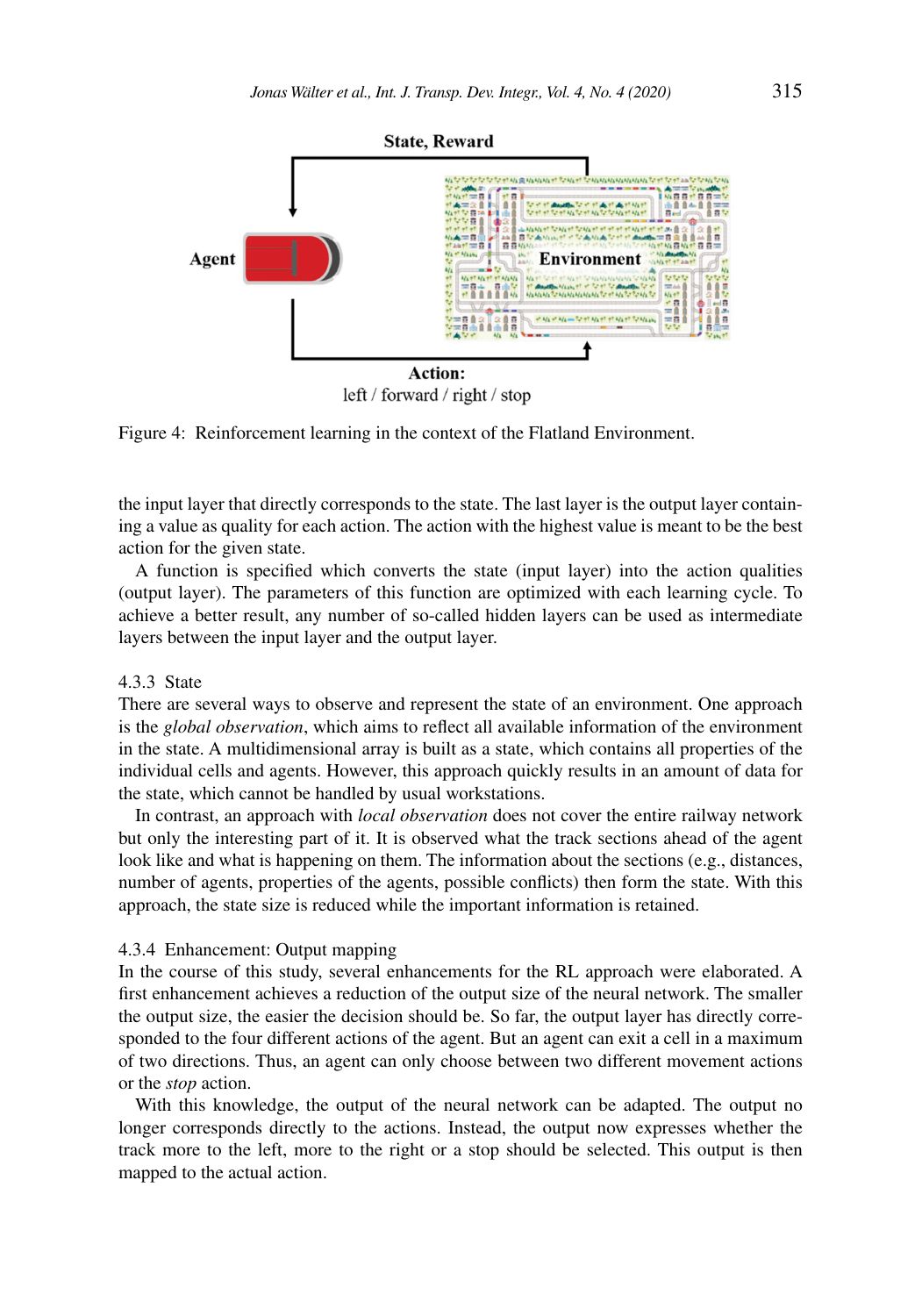Figure 4: Reinforcement learning in the context of the Flatland Environment.

the input layer that directly corresponds to the state. The last layer is the output layer containing a value as quality for each action. The action with the highest value is meant to be the best action for the given state.

A function is specified which converts the state (input layer) into the action qualities (output layer). The parameters of this function are optimized with each learning cycle. To achieve a better result, any number of so-called hidden layers can be used as intermediate layers between the input layer and the output layer.

### 4.3.3 State

There are several ways to observe and represent the state of an environment. One approach is the *global observation*, which aims to reflect all available information of the environment in the state. A multidimensional array is built as a state, which contains all properties of the individual cells and agents. However, this approach quickly results in an amount of data for the state, which cannot be handled by usual workstations.

In contrast, an approach with *local observation* does not cover the entire railway network but only the interesting part of it. It is observed what the track sections ahead of the agent look like and what is happening on them. The information about the sections (e.g., distances, number of agents, properties of the agents, possible conflicts) then form the state. With this approach, the state size is reduced while the important information is retained.

### 4.3.4 Enhancement: Output mapping

In the course of this study, several enhancements for the RL approach were elaborated. A first enhancement achieves a reduction of the output size of the neural network. The smaller the output size, the easier the decision should be. So far, the output layer has directly corresponded to the four different actions of the agent. But an agent can exit a cell in a maximum of two directions. Thus, an agent can only choose between two different movement actions or the *stop* action.

With this knowledge, the output of the neural network can be adapted. The output no longer corresponds directly to the actions. Instead, the output now expresses whether the track more to the left, more to the right or a stop should be selected. This output is then mapped to the actual action.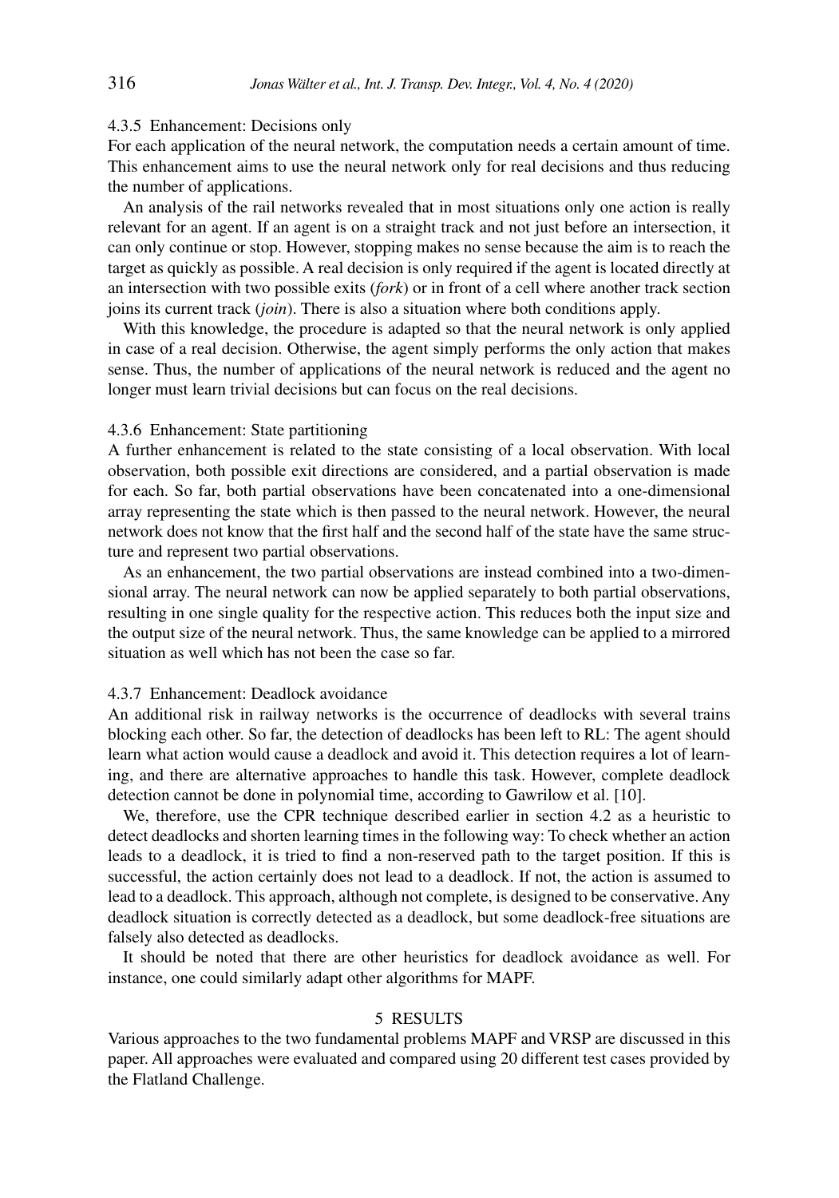#### 4.3.5 Enhancement: Decisions only

For each application of the neural network, the computation needs a certain amount of time. This enhancement aims to use the neural network only for real decisions and thus reducing the number of applications.

An analysis of the rail networks revealed that in most situations only one action is really relevant for an agent. If an agent is on a straight track and not just before an intersection, it can only continue or stop. However, stopping makes no sense because the aim is to reach the target as quickly as possible. A real decision is only required if the agent is located directly at an intersection with two possible exits (*fork*) or in front of a cell where another track section joins its current track (*join*). There is also a situation where both conditions apply.

With this knowledge, the procedure is adapted so that the neural network is only applied in case of a real decision. Otherwise, the agent simply performs the only action that makes sense. Thus, the number of applications of the neural network is reduced and the agent no longer must learn trivial decisions but can focus on the real decisions.

#### 4.3.6 Enhancement: State partitioning

A further enhancement is related to the state consisting of a local observation. With local observation, both possible exit directions are considered, and a partial observation is made for each. So far, both partial observations have been concatenated into a one-dimensional array representing the state which is then passed to the neural network. However, the neural network does not know that the first half and the second half of the state have the same structure and represent two partial observations.

As an enhancement, the two partial observations are instead combined into a two-dimensional array. The neural network can now be applied separately to both partial observations, resulting in one single quality for the respective action. This reduces both the input size and the output size of the neural network. Thus, the same knowledge can be applied to a mirrored situation as well which has not been the case so far.

#### 4.3.7 Enhancement: Deadlock avoidance

An additional risk in railway networks is the occurrence of deadlocks with several trains blocking each other. So far, the detection of deadlocks has been left to RL: The agent should learn what action would cause a deadlock and avoid it. This detection requires a lot of learning, and there are alternative approaches to handle this task. However, complete deadlock detection cannot be done in polynomial time, according to Gawrilow et al. [10].

We, therefore, use the CPR technique described earlier in section 4.2 as a heuristic to detect deadlocks and shorten learning times in the following way: To check whether an action leads to a deadlock, it is tried to find a non-reserved path to the target position. If this is successful, the action certainly does not lead to a deadlock. If not, the action is assumed to lead to a deadlock. This approach, although not complete, is designed to be conservative. Any deadlock situation is correctly detected as a deadlock, but some deadlock-free situations are falsely also detected as deadlocks.

It should be noted that there are other heuristics for deadlock avoidance as well. For instance, one could similarly adapt other algorithms for MAPF.

## 5 RESULTS

Various approaches to the two fundamental problems MAPF and VRSP are discussed in this paper. All approaches were evaluated and compared using 20 different test cases provided by the Flatland Challenge.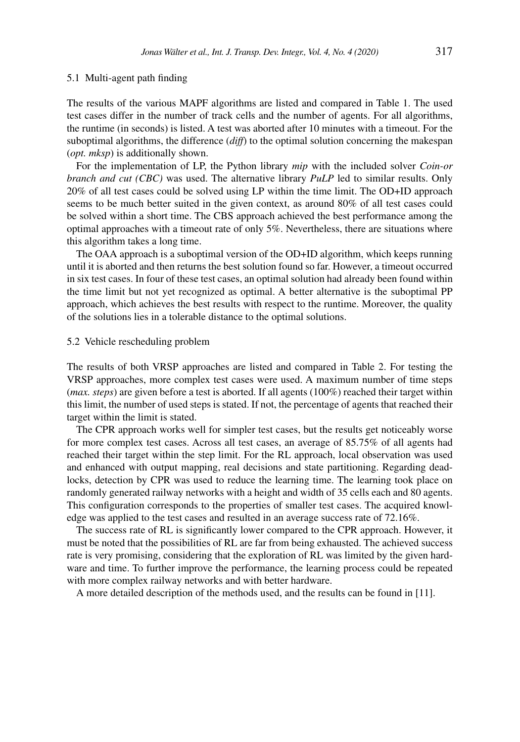### 5.1 Multi-agent path finding

The results of the various MAPF algorithms are listed and compared in Table 1. The used test cases differ in the number of track cells and the number of agents. For all algorithms, the runtime (in seconds) is listed. A test was aborted after 10 minutes with a timeout. For the suboptimal algorithms, the difference (*diff*) to the optimal solution concerning the makespan (*opt. mksp*) is additionally shown.

For the implementation of LP, the Python library *mip* with the included solver *Coin-or branch and cut (CBC)* was used. The alternative library *PuLP* led to similar results. Only 20% of all test cases could be solved using LP within the time limit. The OD+ID approach seems to be much better suited in the given context, as around 80% of all test cases could be solved within a short time. The CBS approach achieved the best performance among the optimal approaches with a timeout rate of only 5%. Nevertheless, there are situations where this algorithm takes a long time.

The OAA approach is a suboptimal version of the OD+ID algorithm, which keeps running until it is aborted and then returns the best solution found so far. However, a timeout occurred in six test cases. In four of these test cases, an optimal solution had already been found within the time limit but not yet recognized as optimal. A better alternative is the suboptimal PP approach, which achieves the best results with respect to the runtime. Moreover, the quality of the solutions lies in a tolerable distance to the optimal solutions.

### 5.2 Vehicle rescheduling problem

The results of both VRSP approaches are listed and compared in Table 2. For testing the VRSP approaches, more complex test cases were used. A maximum number of time steps (*max. steps*) are given before a test is aborted. If all agents (100%) reached their target within this limit, the number of used steps is stated. If not, the percentage of agents that reached their target within the limit is stated.

The CPR approach works well for simpler test cases, but the results get noticeably worse for more complex test cases. Across all test cases, an average of 85.75% of all agents had reached their target within the step limit. For the RL approach, local observation was used and enhanced with output mapping, real decisions and state partitioning. Regarding deadlocks, detection by CPR was used to reduce the learning time. The learning took place on randomly generated railway networks with a height and width of 35 cells each and 80 agents. This configuration corresponds to the properties of smaller test cases. The acquired knowledge was applied to the test cases and resulted in an average success rate of 72.16%.

The success rate of RL is significantly lower compared to the CPR approach. However, it must be noted that the possibilities of RL are far from being exhausted. The achieved success rate is very promising, considering that the exploration of RL was limited by the given hardware and time. To further improve the performance, the learning process could be repeated with more complex railway networks and with better hardware.

A more detailed description of the methods used, and the results can be found in [11].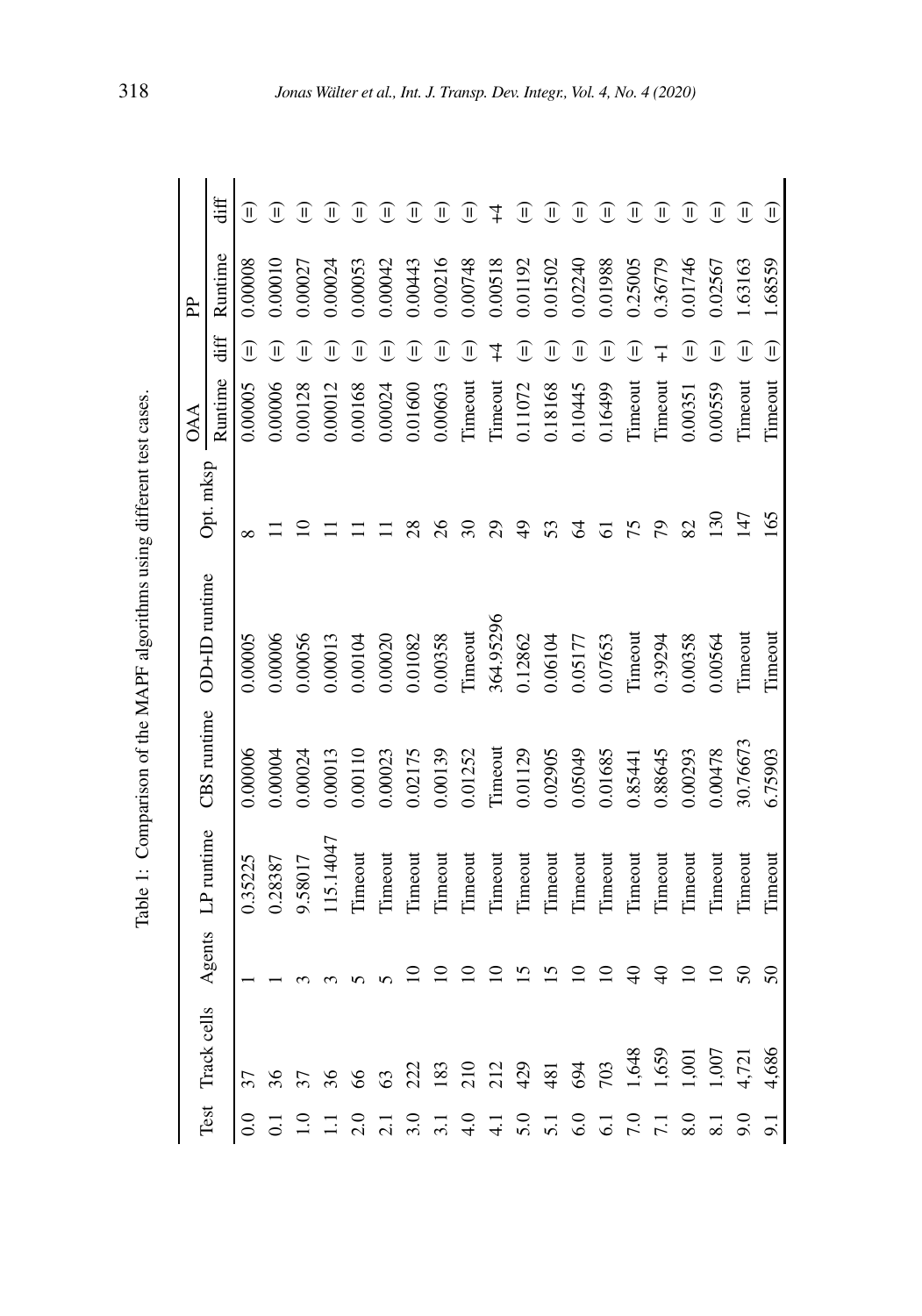Table 1: Comparison of the MAPF algorithms using different test cases.

| Test | Track cells | Agents | LP runtime | CBS runtime | OD+ID runtime | Opt. mksp | OAA | | PP | |
|---|---|---|---|---|---|---|---|---|---|---|
| | | | | | | | Runtime | diff | Runtime | diff |
| 0.0 | 37 | 1 | 0.35225 | 0.00006 | 0.00005 | 8 | 0.00005 | (=) | 0.00008 | (=) |
| 0.1 | 36 | 1 | 0.28387 | 0.00004 | 0.00006 | 11 | 0.00006 | (=) | 0.00010 | (=) |
| 1.0 | 37 | 3 | 9.58017 | 0.00024 | 0.00056 | 10 | 0.00128 | (=) | 0.00027 | (=) |
| 1.1 | 36 | 3 | 115.14047 | 0.00013 | 0.00013 | 11 | 0.00012 | (=) | 0.00024 | (=) |
| 2.0 | 66 | 5 | Timeout | 0.00110 | 0.00104 | 11 | 0.00168 | (=) | 0.00053 | (=) |
| 2.1 | 63 | 5 | Timeout | 0.00023 | 0.00020 | 11 | 0.00024 | (=) | 0.00042 | (=) |
| 3.0 | 222 | 10 | Timeout | 0.02175 | 0.01082 | 28 | 0.01600 | (=) | 0.00443 | (=) |
| 3.1 | 183 | 10 | Timeout | 0.00139 | 0.00358 | 26 | 0.00603 | (=) | 0.00216 | (=) |
| 4.0 | 210 | 10 | Timeout | 0.01252 | Timeout | 30 | Timeout | (=) | 0.00748 | (=) |
| 4.1 | 212 | 10 | Timeout | Timeout | 364.95296 | 29 | Timeout | +4 | 0.00518 | +4 |
| 5.0 | 429 | 15 | Timeout | 0.01129 | 0.12862 | 49 | 0.11072 | (=) | 0.01192 | (=) |
| 5.1 | 481 | 15 | Timeout | 0.02905 | 0.06104 | 53 | 0.18168 | (=) | 0.01502 | (=) |
| 6.0 | 694 | 10 | Timeout | 0.05049 | 0.05177 | 64 | 0.10445 | (=) | 0.02240 | (=) |
| 6.1 | 703 | 10 | Timeout | 0.01685 | 0.07653 | 61 | 0.16499 | (=) | 0.01988 | (=) |
| 7.0 | 1,648 | 40 | Timeout | 0.85441 | Timeout | 75 | Timeout | (=) | 0.25005 | (=) |
| 7.1 | 1,659 | 40 | Timeout | 0.88645 | 0.39294 | 79 | Timeout | +1 | 0.36779 | (=) |
| 8.0 | 1,001 | 10 | Timeout | 0.00293 | 0.00358 | 82 | 0.00351 | (=) | 0.01746 | (=) |
| 8.1 | 1,007 | 10 | Timeout | 0.00478 | 0.00564 | 130 | 0.00559 | (=) | 0.02567 | (=) |
| 9.0 | 4,721 | 50 | Timeout | 30.76673 | Timeout | 147 | Timeout | (=) | 1.63163 | (=) |
| 9.1 | 4,686 | 50 | Timeout | 6.75903 | Timeout | 165 | Timeout | (=) | 1.68559 | (=) |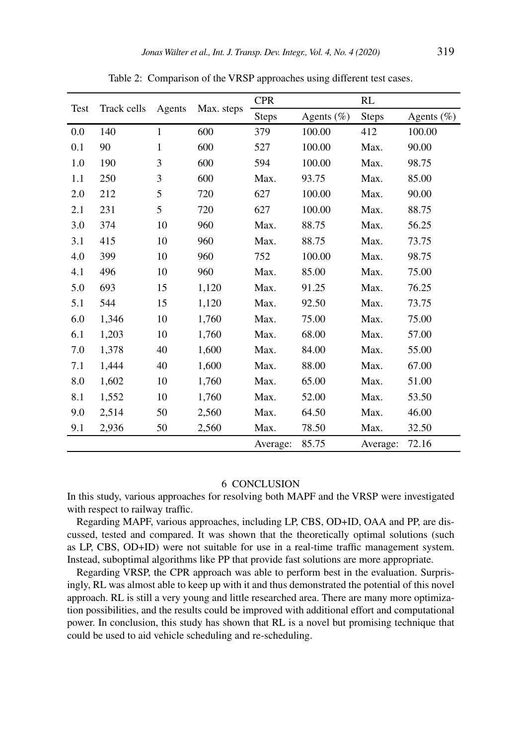Table 2: Comparison of the VRSP approaches using different test cases.

| Test | Track cells | Agents | Max. steps | CPR | | RL | |
|---|---|---|---|---|---|---|---|
| | | | | Steps | Agents (%) | Steps | Agents (%) |
| 0.0 | 140 | 1 | 600 | 379 | 100.00 | 412 | 100.00 |
| 0.1 | 90 | 1 | 600 | 527 | 100.00 | Max. | 90.00 |
| 1.0 | 190 | 3 | 600 | 594 | 100.00 | Max. | 98.75 |
| 1.1 | 250 | 3 | 600 | Max. | 93.75 | Max. | 85.00 |
| 2.0 | 212 | 5 | 720 | 627 | 100.00 | Max. | 90.00 |
| 2.1 | 231 | 5 | 720 | 627 | 100.00 | Max. | 88.75 |
| 3.0 | 374 | 10 | 960 | Max. | 88.75 | Max. | 56.25 |
| 3.1 | 415 | 10 | 960 | Max. | 88.75 | Max. | 73.75 |
| 4.0 | 399 | 10 | 960 | 752 | 100.00 | Max. | 98.75 |
| 4.1 | 496 | 10 | 960 | Max. | 85.00 | Max. | 75.00 |
| 5.0 | 693 | 15 | 1,120 | Max. | 91.25 | Max. | 76.25 |
| 5.1 | 544 | 15 | 1,120 | Max. | 92.50 | Max. | 73.75 |
| 6.0 | 1,346 | 10 | 1,760 | Max. | 75.00 | Max. | 75.00 |
| 6.1 | 1,203 | 10 | 1,760 | Max. | 68.00 | Max. | 57.00 |
| 7.0 | 1,378 | 40 | 1,600 | Max. | 84.00 | Max. | 55.00 |
| 7.1 | 1,444 | 40 | 1,600 | Max. | 88.00 | Max. | 67.00 |
| 8.0 | 1,602 | 10 | 1,760 | Max. | 65.00 | Max. | 51.00 |
| 8.1 | 1,552 | 10 | 1,760 | Max. | 52.00 | Max. | 53.50 |
| 9.0 | 2,514 | 50 | 2,560 | Max. | 64.50 | Max. | 46.00 |
| 9.1 | 2,936 | 50 | 2,560 | Max. | 78.50 | Max. | 32.50 |
| | | | | Average: | 85.75 | Average: | 72.16 |

## 6 CONCLUSION

In this study, various approaches for resolving both MAPF and the VRSP were investigated with respect to railway traffic.

Regarding MAPF, various approaches, including LP, CBS, OD+ID, OAA and PP, are discussed, tested and compared. It was shown that the theoretically optimal solutions (such as LP, CBS, OD+ID) were not suitable for use in a real-time traffic management system. Instead, suboptimal algorithms like PP that provide fast solutions are more appropriate.

Regarding VRSP, the CPR approach was able to perform best in the evaluation. Surprisingly, RL was almost able to keep up with it and thus demonstrated the potential of this novel approach. RL is still a very young and little researched area. There are many more optimization possibilities, and the results could be improved with additional effort and computational power. In conclusion, this study has shown that RL is a novel but promising technique that could be used to aid vehicle scheduling and re-scheduling.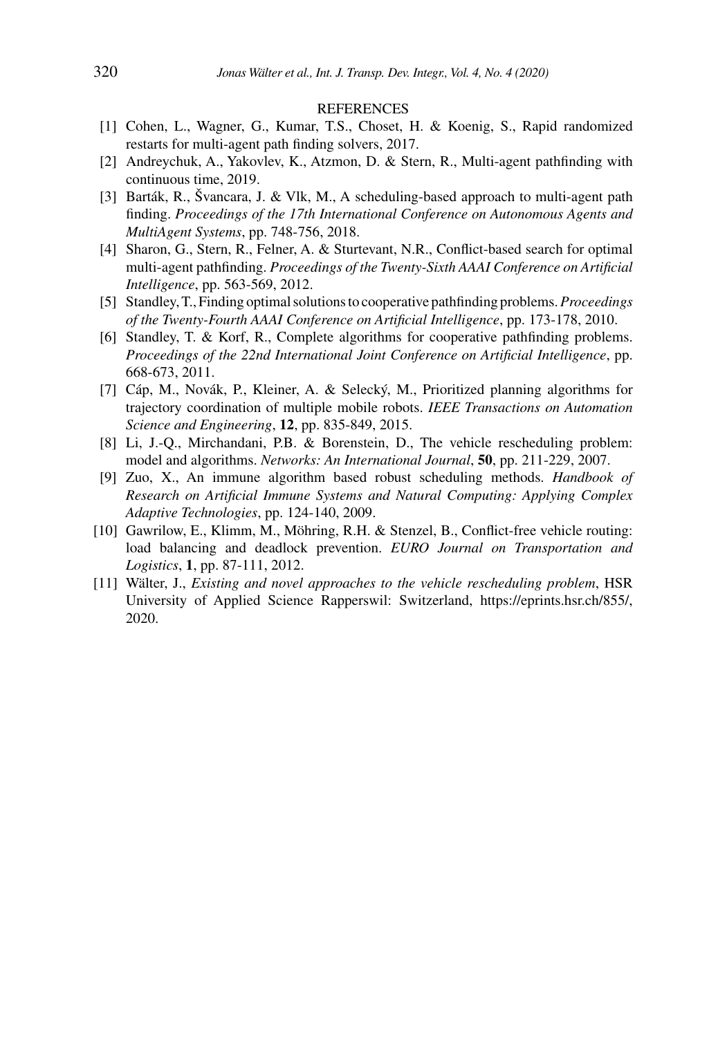## REFERENCES

[1] Cohen, L., Wagner, G., Kumar, T.S., Choset, H. & Koenig, S., Rapid randomized restarts for multi-agent path finding solvers, 2017.

[2] Andreychuk, A., Yakovlev, K., Atzmon, D. & Stern, R., Multi-agent pathfinding with continuous time, 2019.

[3] Barták, R., Švancara, J. & Vlk, M., A scheduling-based approach to multi-agent path finding. *Proceedings of the 17th International Conference on Autonomous Agents and MultiAgent Systems*, pp. 748-756, 2018.

[4] Sharon, G., Stern, R., Felner, A. & Sturtevant, N.R., Conflict-based search for optimal multi-agent pathfinding. *Proceedings of the Twenty-Sixth AAAI Conference on Artificial Intelligence*, pp. 563-569, 2012.

[5] Standley, T., Finding optimal solutions to cooperative pathfinding problems. *Proceedings of the Twenty-Fourth AAAI Conference on Artificial Intelligence*, pp. 173-178, 2010.

[6] Standley, T. & Korf, R., Complete algorithms for cooperative pathfinding problems. *Proceedings of the 22nd International Joint Conference on Artificial Intelligence*, pp. 668-673, 2011.

[7] Cáp, M., Novák, P., Kleiner, A. & Selecký, M., Prioritized planning algorithms for trajectory coordination of multiple mobile robots. *IEEE Transactions on Automation Science and Engineering*, **12**, pp. 835-849, 2015.

[8] Li, J.-Q., Mirchandani, P.B. & Borenstein, D., The vehicle rescheduling problem: model and algorithms. *Networks: An International Journal*, **50**, pp. 211-229, 2007.

[9] Zuo, X., An immune algorithm based robust scheduling methods. *Handbook of Research on Artificial Immune Systems and Natural Computing: Applying Complex Adaptive Technologies*, pp. 124-140, 2009.

[10] Gawrilow, E., Klimm, M., Möhring, R.H. & Stenzel, B., Conflict-free vehicle routing: load balancing and deadlock prevention. *EURO Journal on Transportation and Logistics*, **1**, pp. 87-111, 2012.

[11] Wälter, J., *Existing and novel approaches to the vehicle rescheduling problem*, HSR University of Applied Science Rapperswil: Switzerland, https://eprints.hsr.ch/855/, 2020.